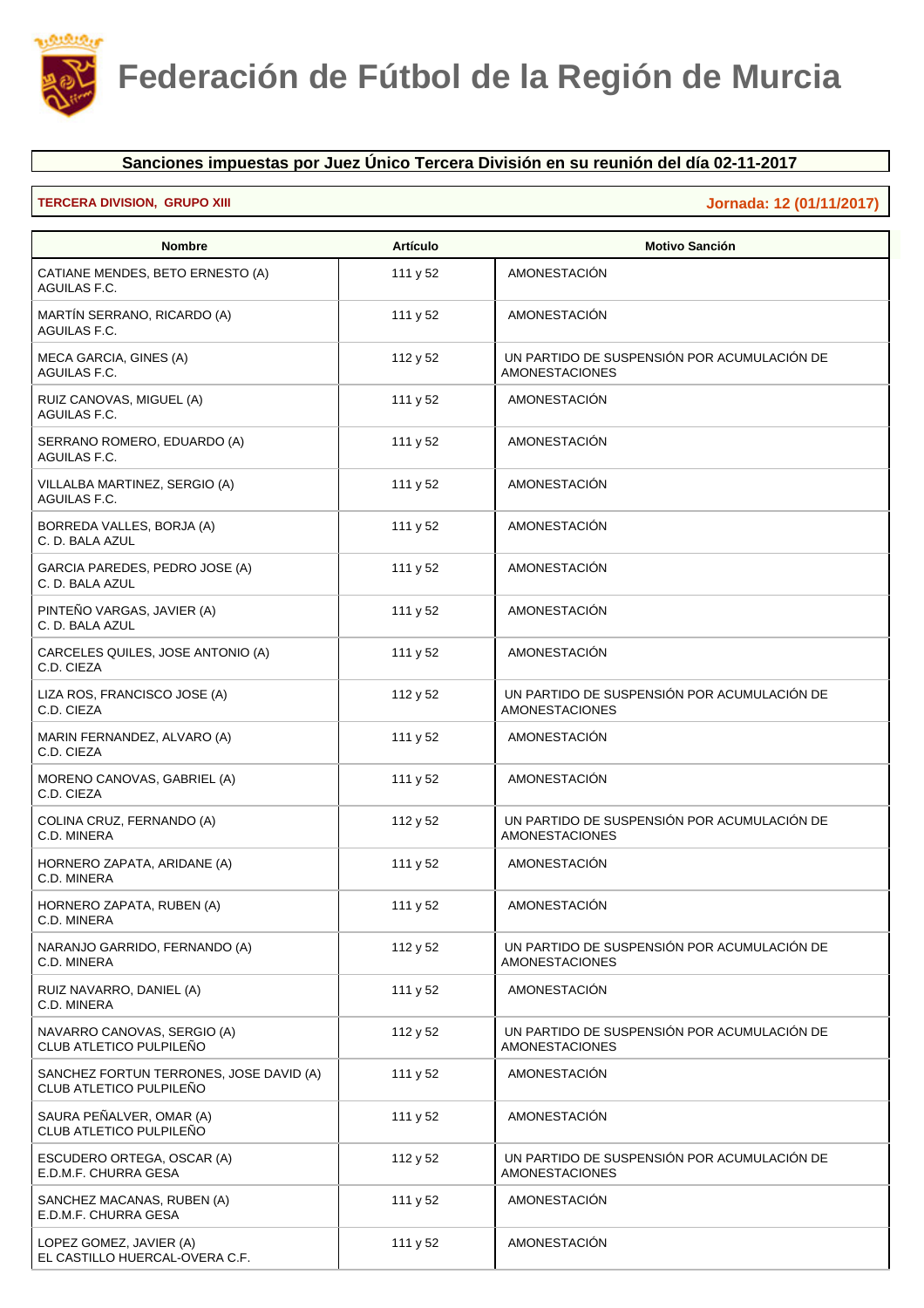# Federación de Fútbol de la Región de Murcia

## Sanciones impuestas por Juez Único Tercera División en su reunión del día 02-11-2017

**TERCERA DIVISION, GRUPO XIII** — **Jornada: 12 (01/11/2017)**

| Nombre | Artículo | Motivo Sanción |
|---|---|---|
| CATIANE MENDES, BETO ERNESTO (A)<br>AGUILAS F.C. | 111 y 52 | AMONESTACIÓN |
| MARTÍN SERRANO, RICARDO (A)<br>AGUILAS F.C. | 111 y 52 | AMONESTACIÓN |
| MECA GARCIA, GINES (A)<br>AGUILAS F.C. | 112 y 52 | UN PARTIDO DE SUSPENSIÓN POR ACUMULACIÓN DE AMONESTACIONES |
| RUIZ CANOVAS, MIGUEL (A)<br>AGUILAS F.C. | 111 y 52 | AMONESTACIÓN |
| SERRANO ROMERO, EDUARDO (A)<br>AGUILAS F.C. | 111 y 52 | AMONESTACIÓN |
| VILLALBA MARTINEZ, SERGIO (A)<br>AGUILAS F.C. | 111 y 52 | AMONESTACIÓN |
| BORREDA VALLES, BORJA (A)<br>C. D. BALA AZUL | 111 y 52 | AMONESTACIÓN |
| GARCIA PAREDES, PEDRO JOSE (A)<br>C. D. BALA AZUL | 111 y 52 | AMONESTACIÓN |
| PINTEÑO VARGAS, JAVIER (A)<br>C. D. BALA AZUL | 111 y 52 | AMONESTACIÓN |
| CARCELES QUILES, JOSE ANTONIO (A)<br>C.D. CIEZA | 111 y 52 | AMONESTACIÓN |
| LIZA ROS, FRANCISCO JOSE (A)<br>C.D. CIEZA | 112 y 52 | UN PARTIDO DE SUSPENSIÓN POR ACUMULACIÓN DE AMONESTACIONES |
| MARIN FERNANDEZ, ALVARO (A)<br>C.D. CIEZA | 111 y 52 | AMONESTACIÓN |
| MORENO CANOVAS, GABRIEL (A)<br>C.D. CIEZA | 111 y 52 | AMONESTACIÓN |
| COLINA CRUZ, FERNANDO (A)<br>C.D. MINERA | 112 y 52 | UN PARTIDO DE SUSPENSIÓN POR ACUMULACIÓN DE AMONESTACIONES |
| HORNERO ZAPATA, ARIDANE (A)<br>C.D. MINERA | 111 y 52 | AMONESTACIÓN |
| HORNERO ZAPATA, RUBEN (A)<br>C.D. MINERA | 111 y 52 | AMONESTACIÓN |
| NARANJO GARRIDO, FERNANDO (A)<br>C.D. MINERA | 112 y 52 | UN PARTIDO DE SUSPENSIÓN POR ACUMULACIÓN DE AMONESTACIONES |
| RUIZ NAVARRO, DANIEL (A)<br>C.D. MINERA | 111 y 52 | AMONESTACIÓN |
| NAVARRO CANOVAS, SERGIO (A)<br>CLUB ATLETICO PULPILEÑO | 112 y 52 | UN PARTIDO DE SUSPENSIÓN POR ACUMULACIÓN DE AMONESTACIONES |
| SANCHEZ FORTUN TERRONES, JOSE DAVID (A)<br>CLUB ATLETICO PULPILEÑO | 111 y 52 | AMONESTACIÓN |
| SAURA PEÑALVER, OMAR (A)<br>CLUB ATLETICO PULPILEÑO | 111 y 52 | AMONESTACIÓN |
| ESCUDERO ORTEGA, OSCAR (A)<br>E.D.M.F. CHURRA GESA | 112 y 52 | UN PARTIDO DE SUSPENSIÓN POR ACUMULACIÓN DE AMONESTACIONES |
| SANCHEZ MACANAS, RUBEN (A)<br>E.D.M.F. CHURRA GESA | 111 y 52 | AMONESTACIÓN |
| LOPEZ GOMEZ, JAVIER (A)<br>EL CASTILLO HUERCAL-OVERA C.F. | 111 y 52 | AMONESTACIÓN |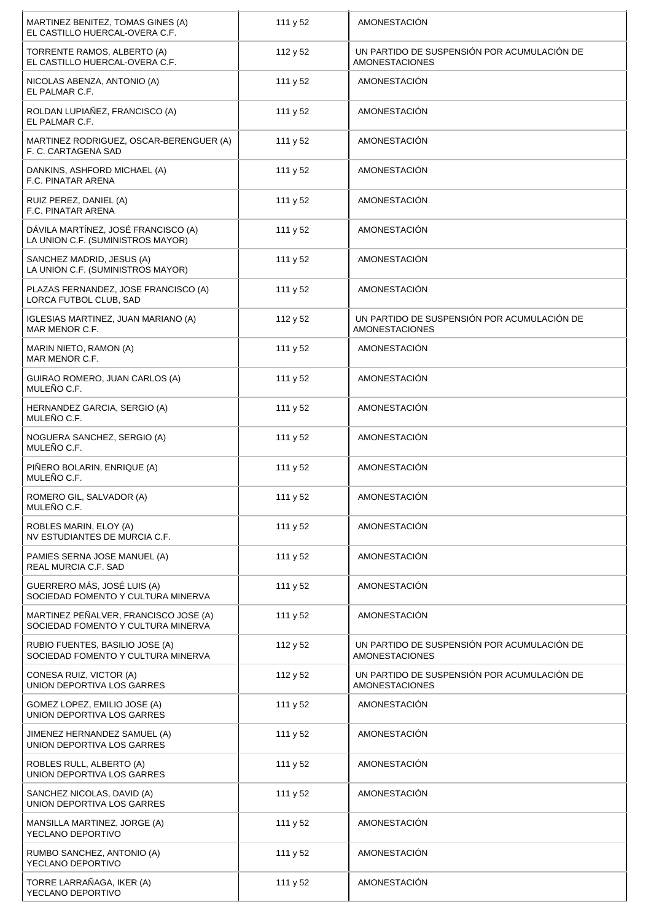| | | |
|---|---|---|
| MARTINEZ BENITEZ, TOMAS GINES (A)<br>EL CASTILLO HUERCAL-OVERA C.F. | 111 y 52 | AMONESTACIÓN |
| TORRENTE RAMOS, ALBERTO (A)<br>EL CASTILLO HUERCAL-OVERA C.F. | 112 y 52 | UN PARTIDO DE SUSPENSIÓN POR ACUMULACIÓN DE AMONESTACIONES |
| NICOLAS ABENZA, ANTONIO (A)<br>EL PALMAR C.F. | 111 y 52 | AMONESTACIÓN |
| ROLDAN LUPIAÑEZ, FRANCISCO (A)<br>EL PALMAR C.F. | 111 y 52 | AMONESTACIÓN |
| MARTINEZ RODRIGUEZ, OSCAR-BERENGUER (A)<br>F. C. CARTAGENA SAD | 111 y 52 | AMONESTACIÓN |
| DANKINS, ASHFORD MICHAEL (A)<br>F.C. PINATAR ARENA | 111 y 52 | AMONESTACIÓN |
| RUIZ PEREZ, DANIEL (A)<br>F.C. PINATAR ARENA | 111 y 52 | AMONESTACIÓN |
| DÁVILA MARTÍNEZ, JOSÉ FRANCISCO (A)<br>LA UNION C.F. (SUMINISTROS MAYOR) | 111 y 52 | AMONESTACIÓN |
| SANCHEZ MADRID, JESUS (A)<br>LA UNION C.F. (SUMINISTROS MAYOR) | 111 y 52 | AMONESTACIÓN |
| PLAZAS FERNANDEZ, JOSE FRANCISCO (A)<br>LORCA FUTBOL CLUB, SAD | 111 y 52 | AMONESTACIÓN |
| IGLESIAS MARTINEZ, JUAN MARIANO (A)<br>MAR MENOR C.F. | 112 y 52 | UN PARTIDO DE SUSPENSIÓN POR ACUMULACIÓN DE AMONESTACIONES |
| MARIN NIETO, RAMON (A)<br>MAR MENOR C.F. | 111 y 52 | AMONESTACIÓN |
| GUIRAO ROMERO, JUAN CARLOS (A)<br>MULEÑO C.F. | 111 y 52 | AMONESTACIÓN |
| HERNANDEZ GARCIA, SERGIO (A)<br>MULEÑO C.F. | 111 y 52 | AMONESTACIÓN |
| NOGUERA SANCHEZ, SERGIO (A)<br>MULEÑO C.F. | 111 y 52 | AMONESTACIÓN |
| PIÑERO BOLARIN, ENRIQUE (A)<br>MULEÑO C.F. | 111 y 52 | AMONESTACIÓN |
| ROMERO GIL, SALVADOR (A)<br>MULEÑO C.F. | 111 y 52 | AMONESTACIÓN |
| ROBLES MARIN, ELOY (A)<br>NV ESTUDIANTES DE MURCIA C.F. | 111 y 52 | AMONESTACIÓN |
| PAMIES SERNA JOSE MANUEL (A)<br>REAL MURCIA C.F. SAD | 111 y 52 | AMONESTACIÓN |
| GUERRERO MÁS, JOSÉ LUIS (A)<br>SOCIEDAD FOMENTO Y CULTURA MINERVA | 111 y 52 | AMONESTACIÓN |
| MARTINEZ PEÑALVER, FRANCISCO JOSE (A)<br>SOCIEDAD FOMENTO Y CULTURA MINERVA | 111 y 52 | AMONESTACIÓN |
| RUBIO FUENTES, BASILIO JOSE (A)<br>SOCIEDAD FOMENTO Y CULTURA MINERVA | 112 y 52 | UN PARTIDO DE SUSPENSIÓN POR ACUMULACIÓN DE AMONESTACIONES |
| CONESA RUIZ, VICTOR (A)<br>UNION DEPORTIVA LOS GARRES | 112 y 52 | UN PARTIDO DE SUSPENSIÓN POR ACUMULACIÓN DE AMONESTACIONES |
| GOMEZ LOPEZ, EMILIO JOSE (A)<br>UNION DEPORTIVA LOS GARRES | 111 y 52 | AMONESTACIÓN |
| JIMENEZ HERNANDEZ SAMUEL (A)<br>UNION DEPORTIVA LOS GARRES | 111 y 52 | AMONESTACIÓN |
| ROBLES RULL, ALBERTO (A)<br>UNION DEPORTIVA LOS GARRES | 111 y 52 | AMONESTACIÓN |
| SANCHEZ NICOLAS, DAVID (A)<br>UNION DEPORTIVA LOS GARRES | 111 y 52 | AMONESTACIÓN |
| MANSILLA MARTINEZ, JORGE (A)<br>YECLANO DEPORTIVO | 111 y 52 | AMONESTACIÓN |
| RUMBO SANCHEZ, ANTONIO (A)<br>YECLANO DEPORTIVO | 111 y 52 | AMONESTACIÓN |
| TORRE LARRAÑAGA, IKER (A)<br>YECLANO DEPORTIVO | 111 y 52 | AMONESTACIÓN |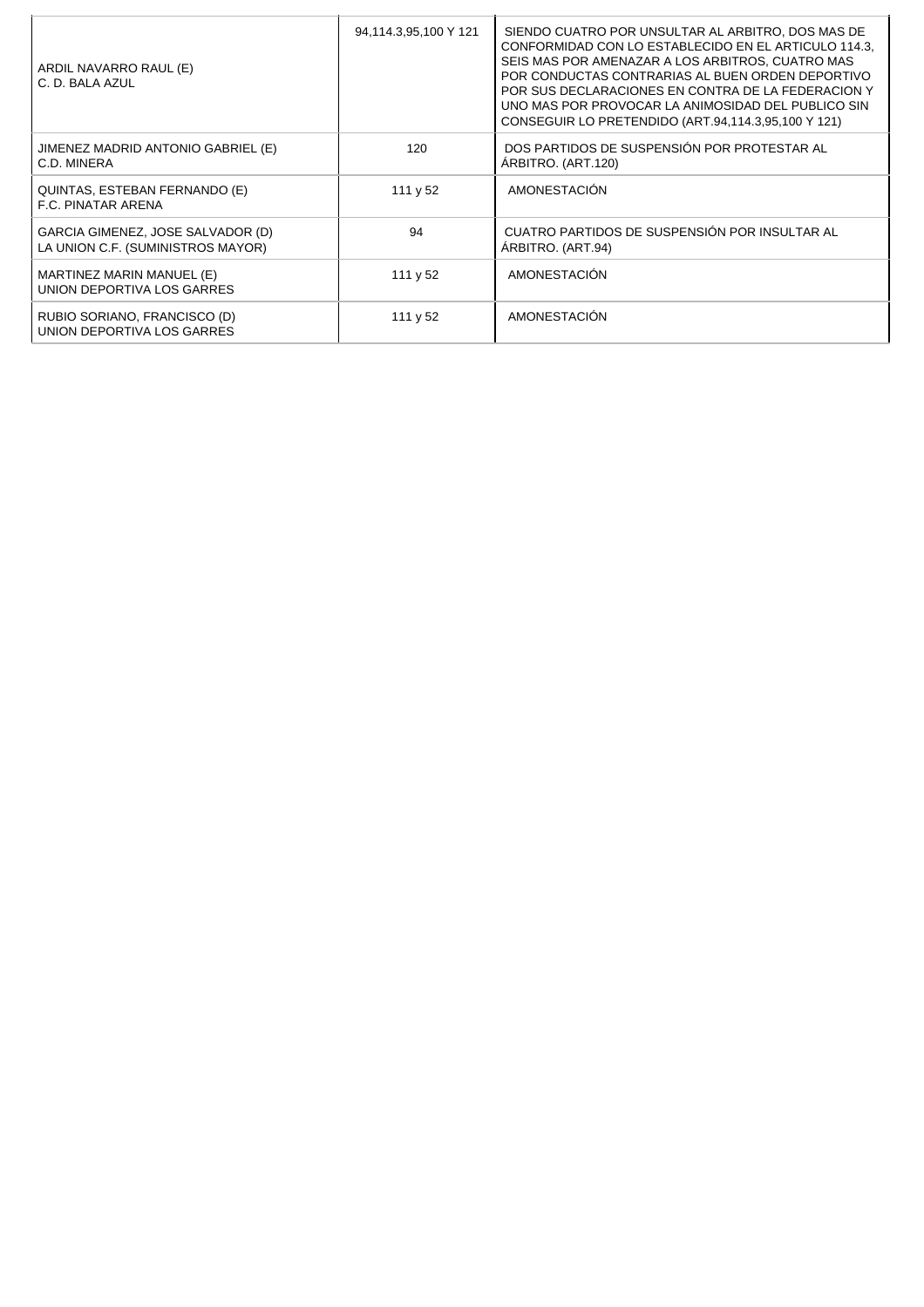| | | |
|---|---|---|
| ARDIL NAVARRO RAUL (E)<br>C. D. BALA AZUL | 94,114.3,95,100 Y 121 | SIENDO CUATRO POR UNSULTAR AL ARBITRO, DOS MAS DE CONFORMIDAD CON LO ESTABLECIDO EN EL ARTICULO 114.3, SEIS MAS POR AMENAZAR A LOS ARBITROS, CUATRO MAS POR CONDUCTAS CONTRARIAS AL BUEN ORDEN DEPORTIVO POR SUS DECLARACIONES EN CONTRA DE LA FEDERACION Y UNO MAS POR PROVOCAR LA ANIMOSIDAD DEL PUBLICO SIN CONSEGUIR LO PRETENDIDO (ART.94,114.3,95,100 Y 121) |
| JIMENEZ MADRID ANTONIO GABRIEL (E)<br>C.D. MINERA | 120 | DOS PARTIDOS DE SUSPENSIÓN POR PROTESTAR AL ÁRBITRO. (ART.120) |
| QUINTAS, ESTEBAN FERNANDO (E)<br>F.C. PINATAR ARENA | 111 y 52 | AMONESTACIÓN |
| GARCIA GIMENEZ, JOSE SALVADOR (D)<br>LA UNION C.F. (SUMINISTROS MAYOR) | 94 | CUATRO PARTIDOS DE SUSPENSIÓN POR INSULTAR AL ÁRBITRO. (ART.94) |
| MARTINEZ MARIN MANUEL (E)<br>UNION DEPORTIVA LOS GARRES | 111 y 52 | AMONESTACIÓN |
| RUBIO SORIANO, FRANCISCO (D)<br>UNION DEPORTIVA LOS GARRES | 111 y 52 | AMONESTACIÓN |